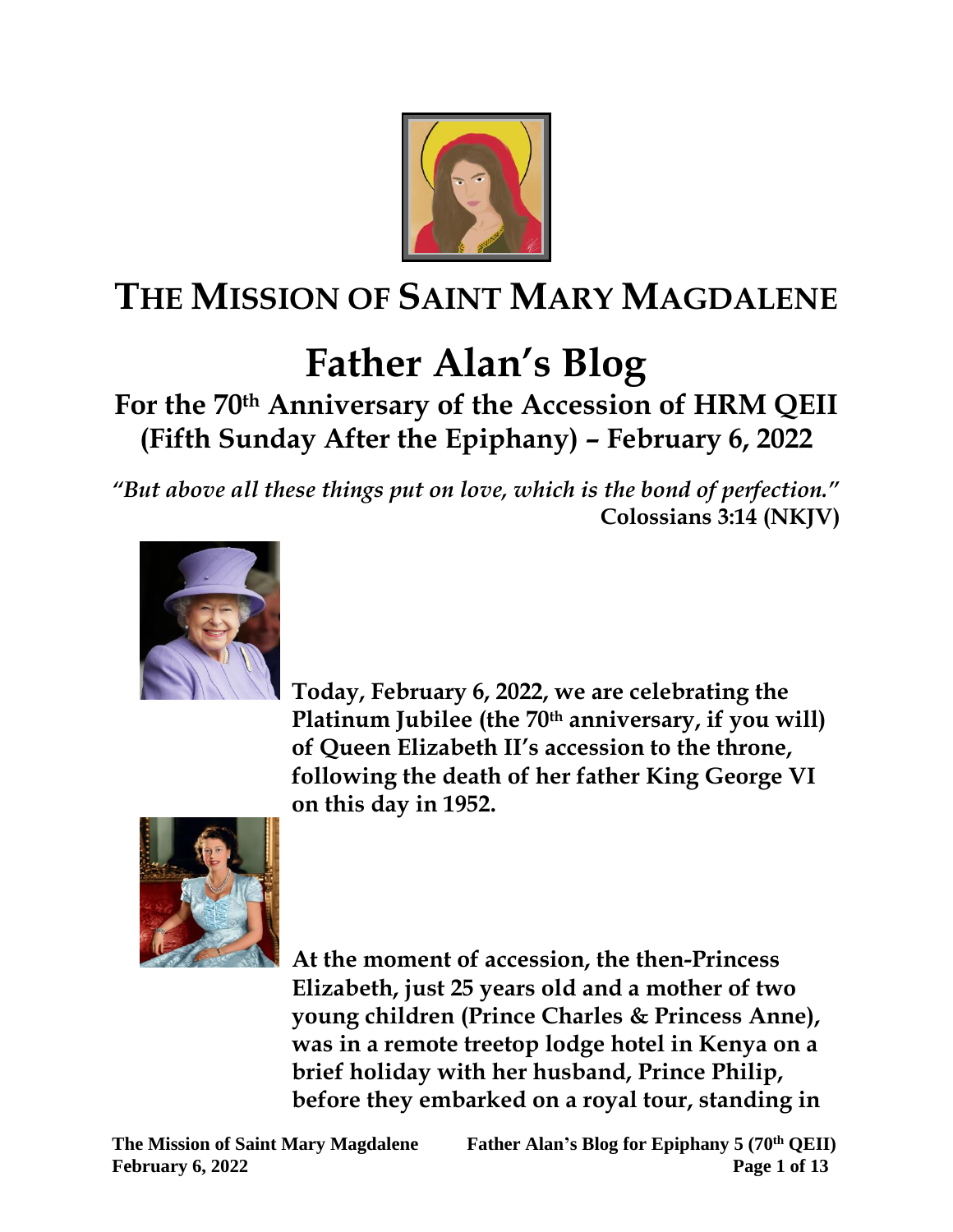# THE MISSION OF SAINT MARY MAGDALENE

# Father Alan's Blog

## For the 70th Anniversary of the Accession of HRM QEII (Fifth Sunday After the Epiphany) – February 6, 2022

*"But above all these things put on love, which is the bond of perfection."*
**Colossians 3:14 (NKJV)**

**Today, February 6, 2022, we are celebrating the Platinum Jubilee (the 70th anniversary, if you will) of Queen Elizabeth II's accession to the throne, following the death of her father King George VI on this day in 1952.**

**At the moment of accession, the then-Princess Elizabeth, just 25 years old and a mother of two young children (Prince Charles & Princess Anne), was in a remote treetop lodge hotel in Kenya on a brief holiday with her husband, Prince Philip, before they embarked on a royal tour, standing in**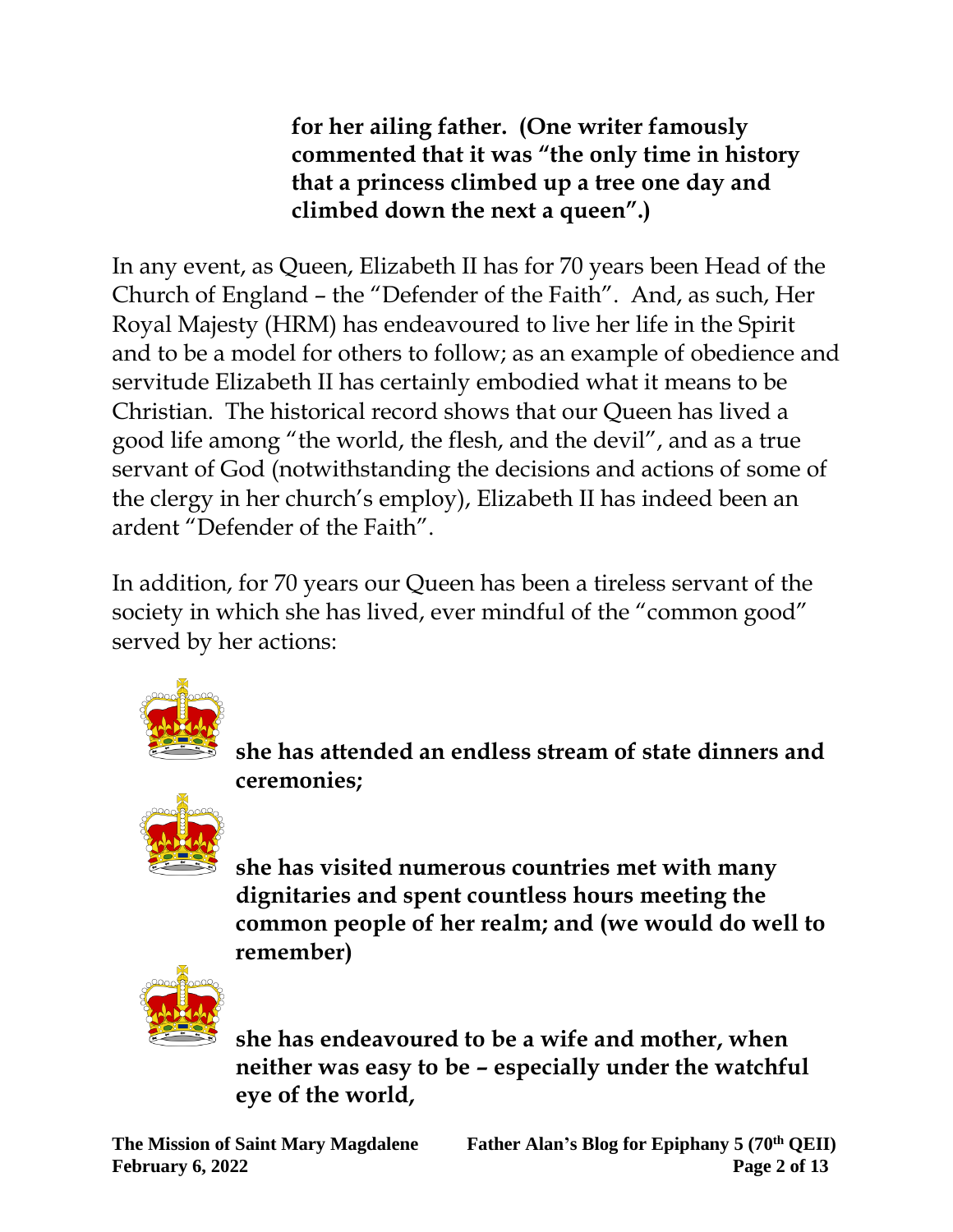**for her ailing father. (One writer famously commented that it was "the only time in history that a princess climbed up a tree one day and climbed down the next a queen".)**

In any event, as Queen, Elizabeth II has for 70 years been Head of the Church of England – the "Defender of the Faith". And, as such, Her Royal Majesty (HRM) has endeavoured to live her life in the Spirit and to be a model for others to follow; as an example of obedience and servitude Elizabeth II has certainly embodied what it means to be Christian. The historical record shows that our Queen has lived a good life among "the world, the flesh, and the devil", and as a true servant of God (notwithstanding the decisions and actions of some of the clergy in her church's employ), Elizabeth II has indeed been an ardent "Defender of the Faith".

In addition, for 70 years our Queen has been a tireless servant of the society in which she has lived, ever mindful of the "common good" served by her actions:

- **she has attended an endless stream of state dinners and ceremonies;**
- **she has visited numerous countries met with many dignitaries and spent countless hours meeting the common people of her realm; and (we would do well to remember)**
- **she has endeavoured to be a wife and mother, when neither was easy to be – especially under the watchful eye of the world,**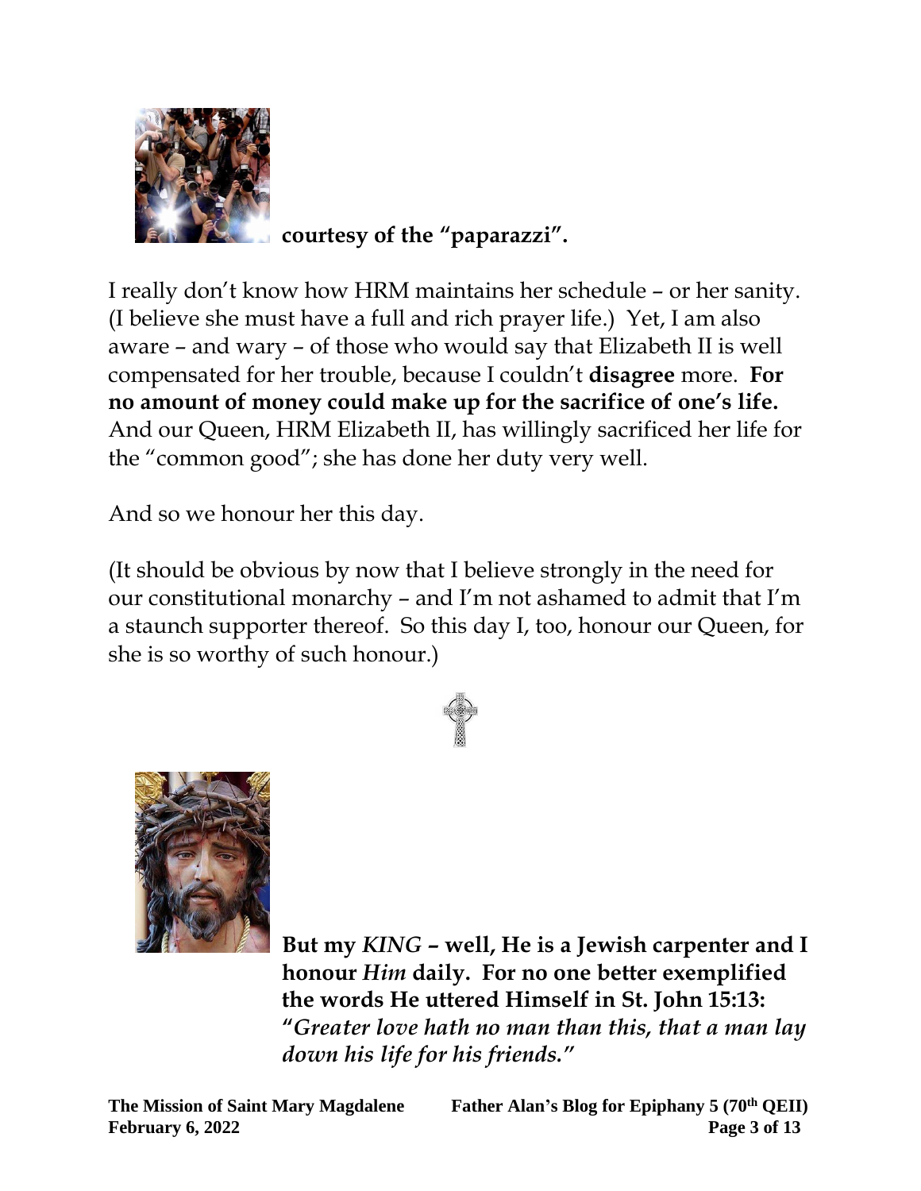**courtesy of the "paparazzi".**

I really don't know how HRM maintains her schedule – or her sanity. (I believe she must have a full and rich prayer life.) Yet, I am also aware – and wary – of those who would say that Elizabeth II is well compensated for her trouble, because I couldn't **disagree** more. **For no amount of money could make up for the sacrifice of one's life.** And our Queen, HRM Elizabeth II, has willingly sacrificed her life for the "common good"; she has done her duty very well.

And so we honour her this day.

(It should be obvious by now that I believe strongly in the need for our constitutional monarchy – and I'm not ashamed to admit that I'm a staunch supporter thereof. So this day I, too, honour our Queen, for she is so worthy of such honour.)

**But my *KING* – well, He is a Jewish carpenter and I honour *Him* daily. For no one better exemplified the words He uttered Himself in St. John 15:13: "*Greater love hath no man than this, that a man lay down his life for his friends.*"**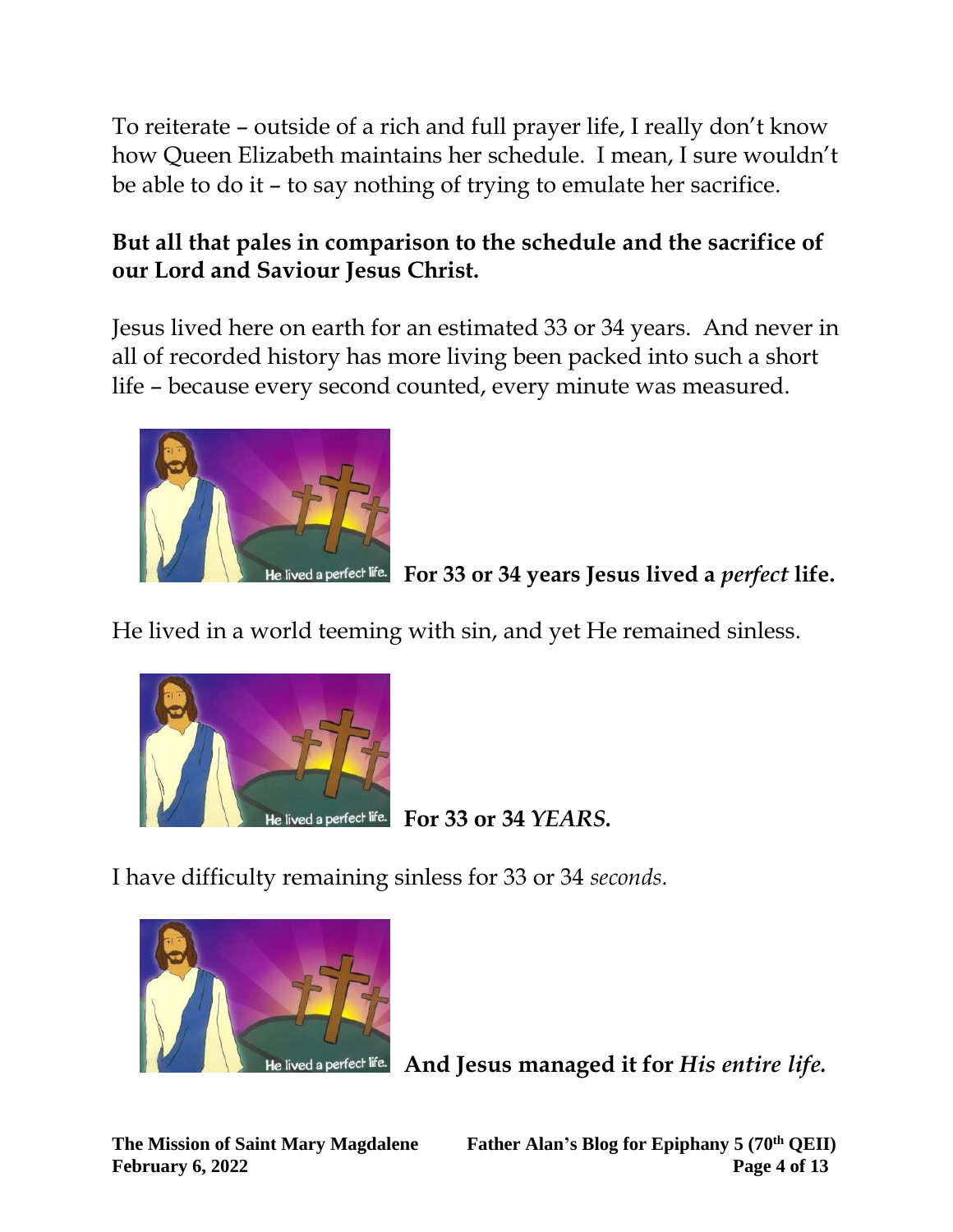To reiterate – outside of a rich and full prayer life, I really don't know how Queen Elizabeth maintains her schedule. I mean, I sure wouldn't be able to do it – to say nothing of trying to emulate her sacrifice.

**But all that pales in comparison to the schedule and the sacrifice of our Lord and Saviour Jesus Christ.**

Jesus lived here on earth for an estimated 33 or 34 years. And never in all of recorded history has more living been packed into such a short life – because every second counted, every minute was measured.

**For 33 or 34 years Jesus lived a *perfect* life.**

He lived in a world teeming with sin, and yet He remained sinless.

**For 33 or 34 *YEARS.***

I have difficulty remaining sinless for 33 or 34 *seconds.*

**And Jesus managed it for *His entire life.***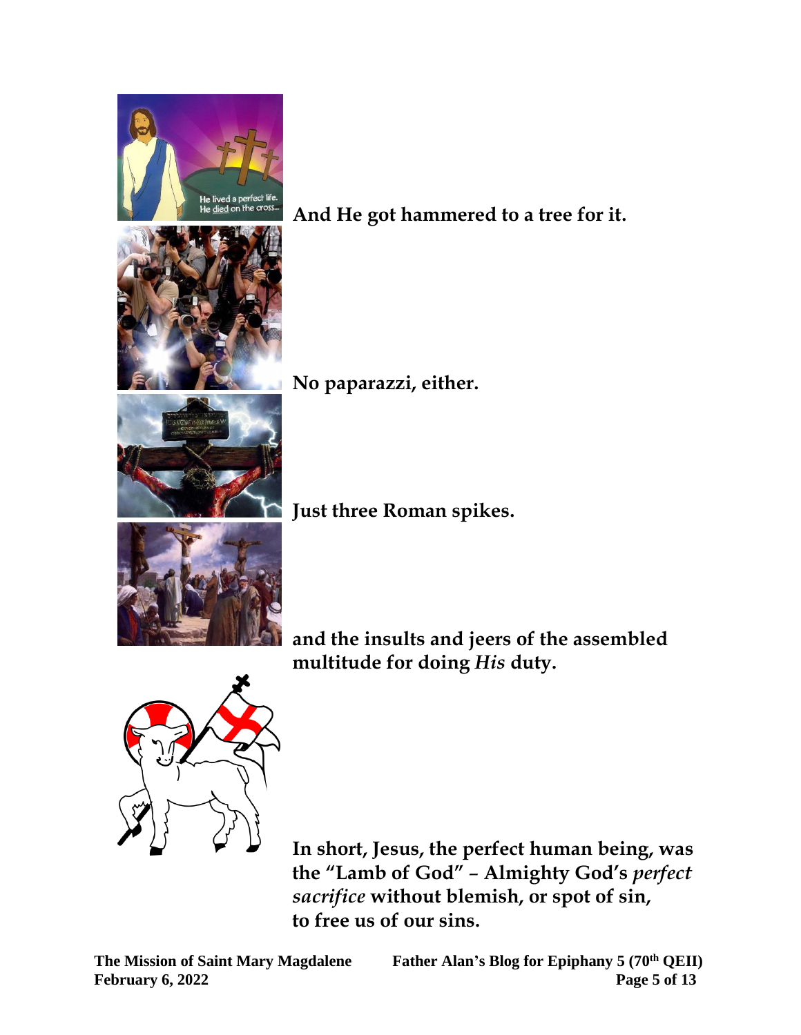**And He got hammered to a tree for it.**

**No paparazzi, either.**

**Just three Roman spikes.**

**and the insults and jeers of the assembled multitude for doing *His* duty.**

**In short, Jesus, the perfect human being, was the "Lamb of God" – Almighty God's *perfect sacrifice* without blemish, or spot of sin, to free us of our sins.**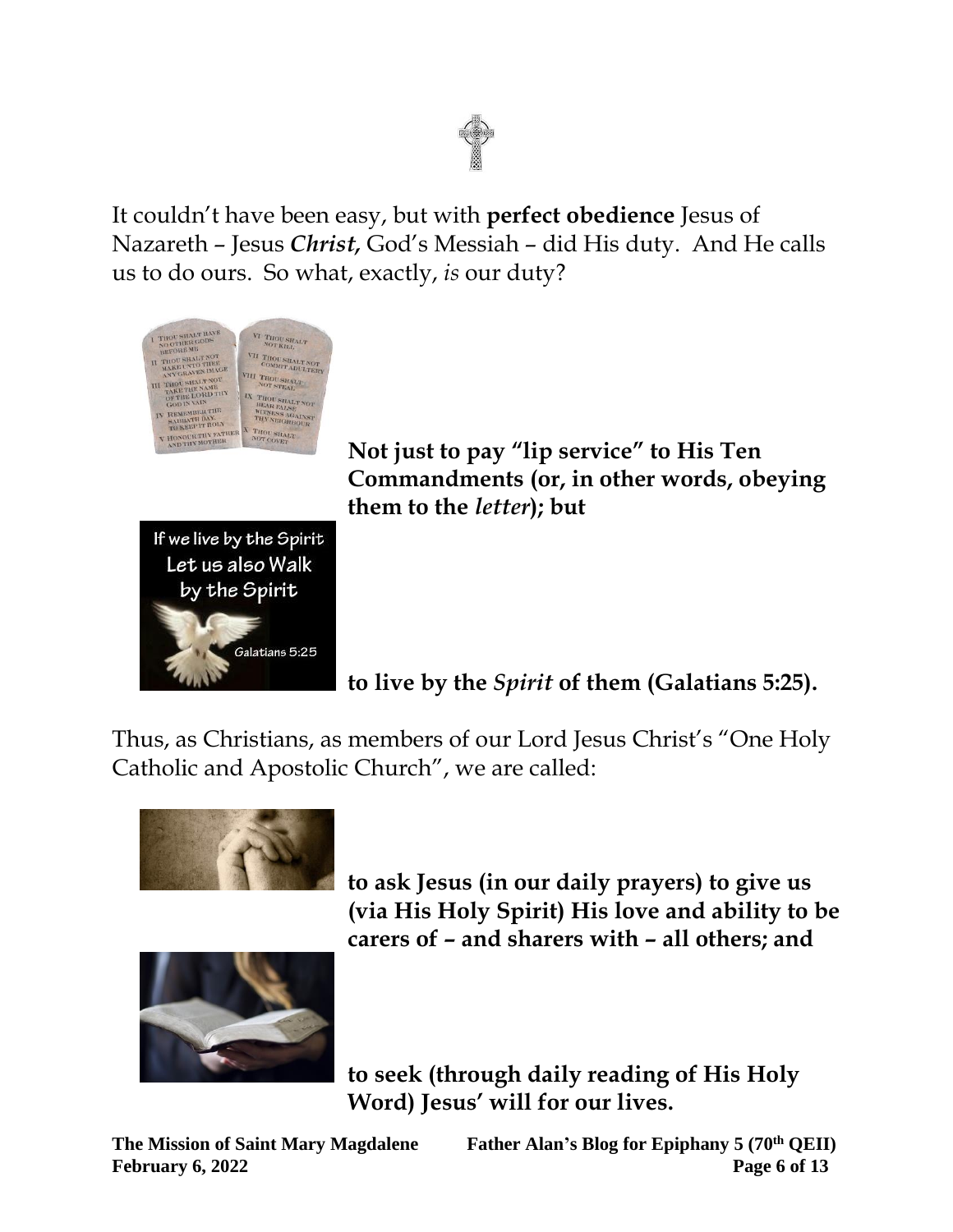It couldn't have been easy, but with **perfect obedience** Jesus of Nazareth – Jesus ***Christ,*** God's Messiah – did His duty. And He calls us to do ours. So what, exactly, *is* our duty?

**Not just to pay "lip service" to His Ten Commandments (or, in other words, obeying them to the *letter*); but**

**to live by the *Spirit* of them (Galatians 5:25).**

Thus, as Christians, as members of our Lord Jesus Christ's "One Holy Catholic and Apostolic Church", we are called:

**to ask Jesus (in our daily prayers) to give us (via His Holy Spirit) His love and ability to be carers of – and sharers with – all others; and**

**to seek (through daily reading of His Holy Word) Jesus' will for our lives.**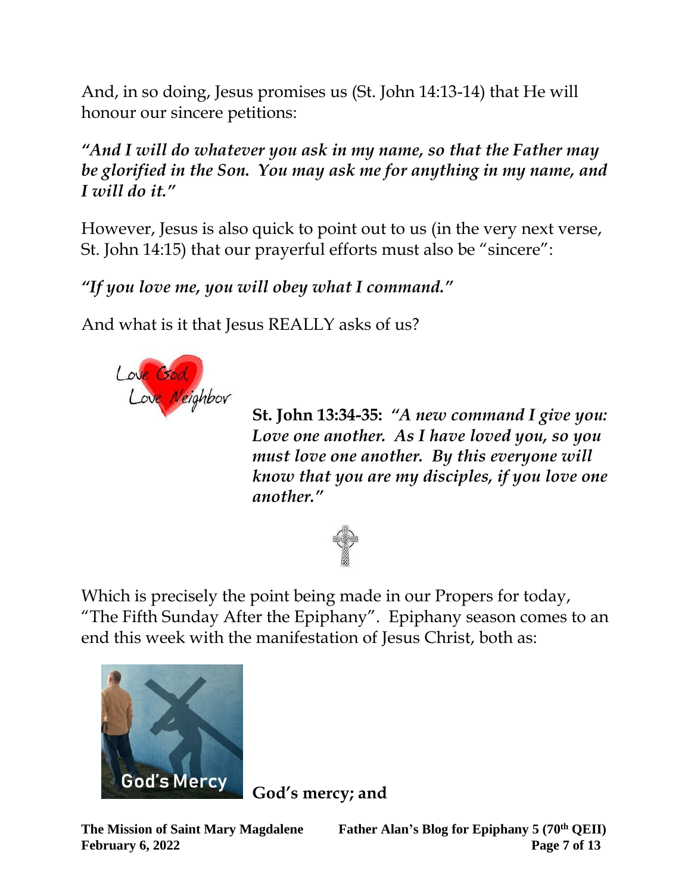And, in so doing, Jesus promises us (St. John 14:13-14) that He will honour our sincere petitions:

***"And I will do whatever you ask in my name, so that the Father may be glorified in the Son. You may ask me for anything in my name, and I will do it."***

However, Jesus is also quick to point out to us (in the very next verse, St. John 14:15) that our prayerful efforts must also be "sincere":

***"If you love me, you will obey what I command."***

And what is it that Jesus REALLY asks of us?

**St. John 13:34-35:** ***"A new command I give you: Love one another. As I have loved you, so you must love one another. By this everyone will know that you are my disciples, if you love one another."***

Which is precisely the point being made in our Propers for today, "The Fifth Sunday After the Epiphany". Epiphany season comes to an end this week with the manifestation of Jesus Christ, both as:

**God's mercy; and**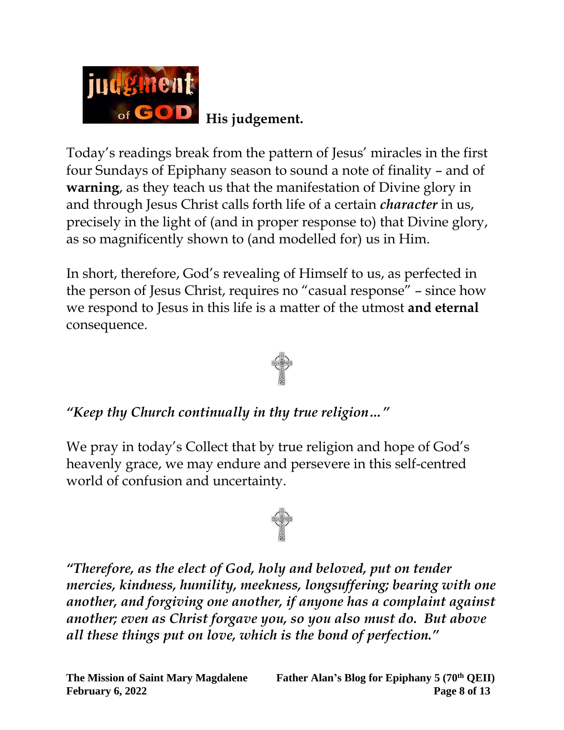**His judgement.**

Today's readings break from the pattern of Jesus' miracles in the first four Sundays of Epiphany season to sound a note of finality – and of **warning**, as they teach us that the manifestation of Divine glory in and through Jesus Christ calls forth life of a certain ***character*** in us, precisely in the light of (and in proper response to) that Divine glory, as so magnificently shown to (and modelled for) us in Him.

In short, therefore, God's revealing of Himself to us, as perfected in the person of Jesus Christ, requires no "casual response" – since how we respond to Jesus in this life is a matter of the utmost **and eternal** consequence.

***"Keep thy Church continually in thy true religion…"***

We pray in today's Collect that by true religion and hope of God's heavenly grace, we may endure and persevere in this self-centred world of confusion and uncertainty.

***"Therefore, as the elect of God, holy and beloved, put on tender mercies, kindness, humility, meekness, longsuffering; bearing with one another, and forgiving one another, if anyone has a complaint against another; even as Christ forgave you, so you also must do. But above all these things put on love, which is the bond of perfection."***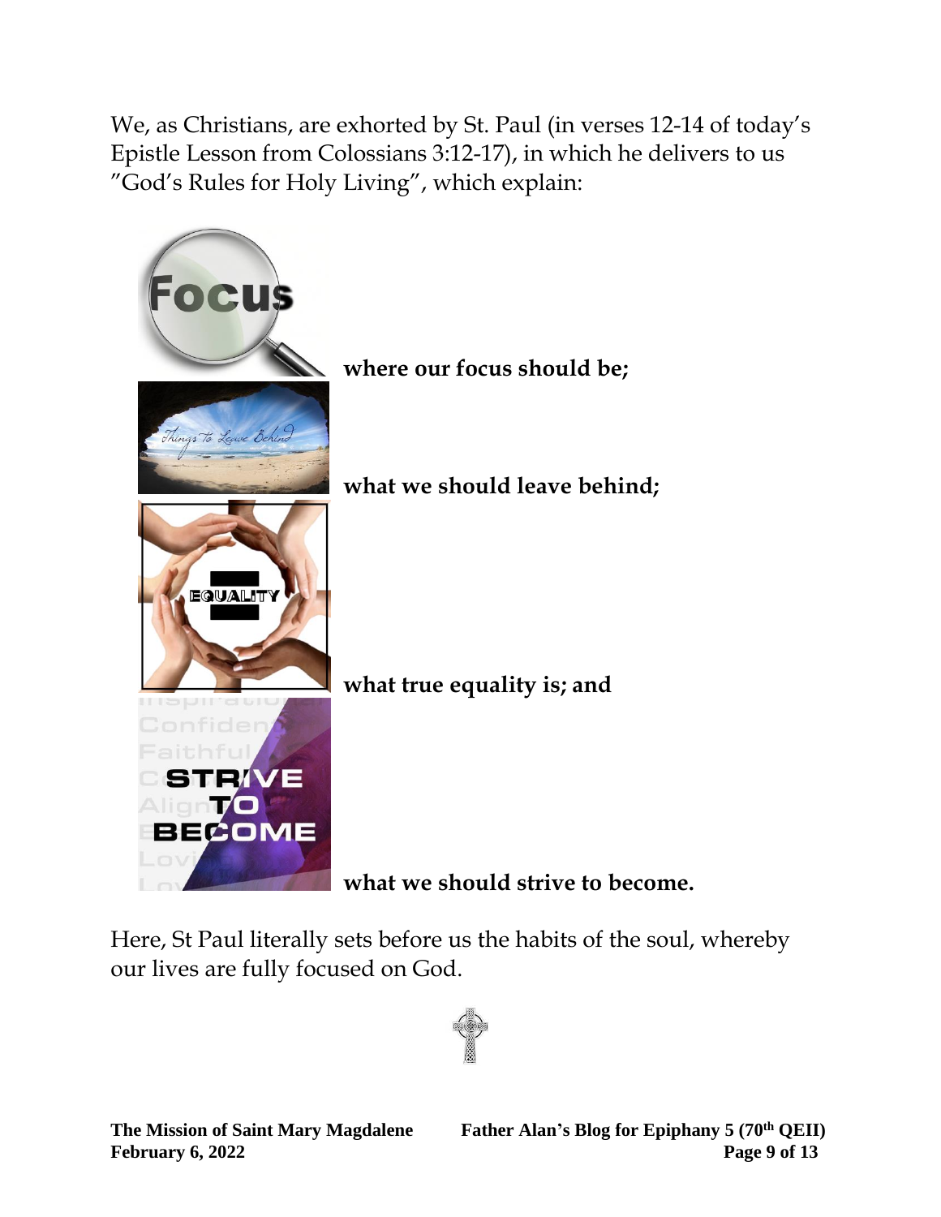We, as Christians, are exhorted by St. Paul (in verses 12-14 of today's Epistle Lesson from Colossians 3:12-17), in which he delivers to us "God's Rules for Holy Living", which explain:

**where our focus should be;**

**what we should leave behind;**

**what true equality is; and**

**what we should strive to become.**

Here, St Paul literally sets before us the habits of the soul, whereby our lives are fully focused on God.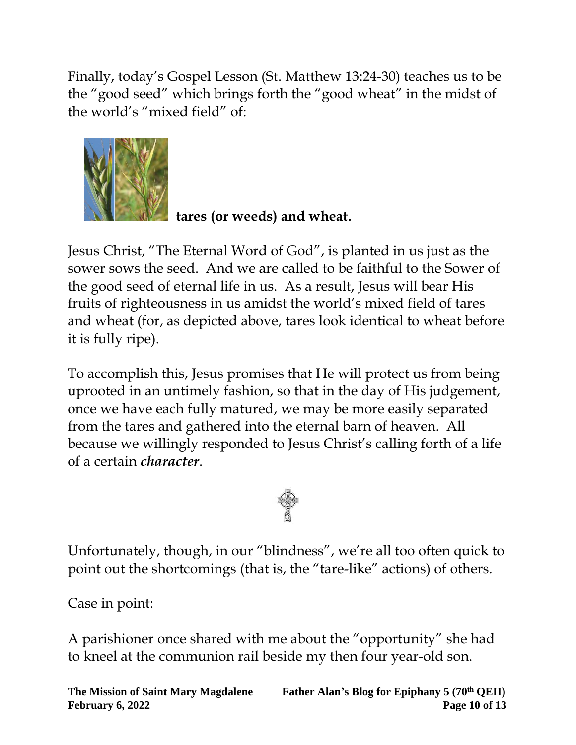Finally, today's Gospel Lesson (St. Matthew 13:24-30) teaches us to be the "good seed" which brings forth the "good wheat" in the midst of the world's "mixed field" of:

**tares (or weeds) and wheat.**

Jesus Christ, "The Eternal Word of God", is planted in us just as the sower sows the seed. And we are called to be faithful to the Sower of the good seed of eternal life in us. As a result, Jesus will bear His fruits of righteousness in us amidst the world's mixed field of tares and wheat (for, as depicted above, tares look identical to wheat before it is fully ripe).

To accomplish this, Jesus promises that He will protect us from being uprooted in an untimely fashion, so that in the day of His judgement, once we have each fully matured, we may be more easily separated from the tares and gathered into the eternal barn of heaven. All because we willingly responded to Jesus Christ's calling forth of a life of a certain ***character***.

Unfortunately, though, in our "blindness", we're all too often quick to point out the shortcomings (that is, the "tare-like" actions) of others.

Case in point:

A parishioner once shared with me about the "opportunity" she had to kneel at the communion rail beside my then four year-old son.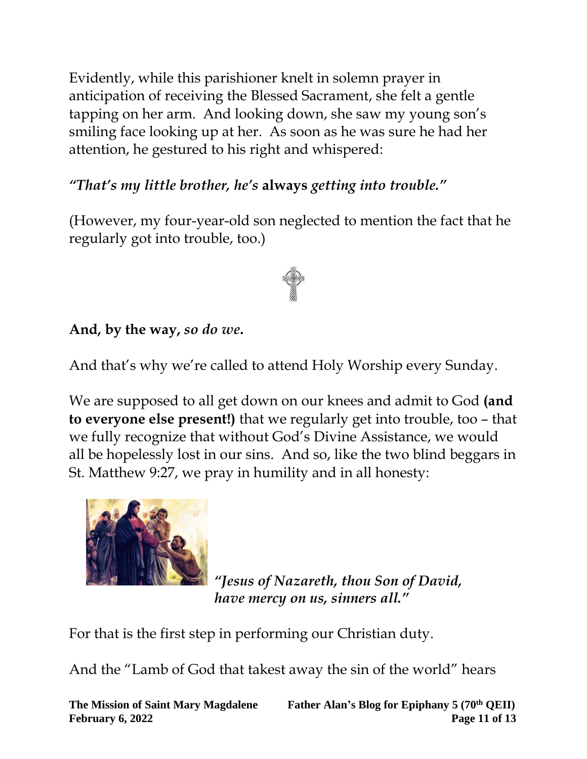Evidently, while this parishioner knelt in solemn prayer in anticipation of receiving the Blessed Sacrament, she felt a gentle tapping on her arm. And looking down, she saw my young son's smiling face looking up at her. As soon as he was sure he had her attention, he gestured to his right and whispered:

*"That's my little brother, he's* **always** *getting into trouble."*

(However, my four-year-old son neglected to mention the fact that he regularly got into trouble, too.)

**And, by the way,** ***so do we*****.**

And that's why we're called to attend Holy Worship every Sunday.

We are supposed to all get down on our knees and admit to God **(and to everyone else present!)** that we regularly get into trouble, too – that we fully recognize that without God's Divine Assistance, we would all be hopelessly lost in our sins. And so, like the two blind beggars in St. Matthew 9:27, we pray in humility and in all honesty:

***"Jesus of Nazareth, thou Son of David, have mercy on us, sinners all."***

For that is the first step in performing our Christian duty.

And the "Lamb of God that takest away the sin of the world" hears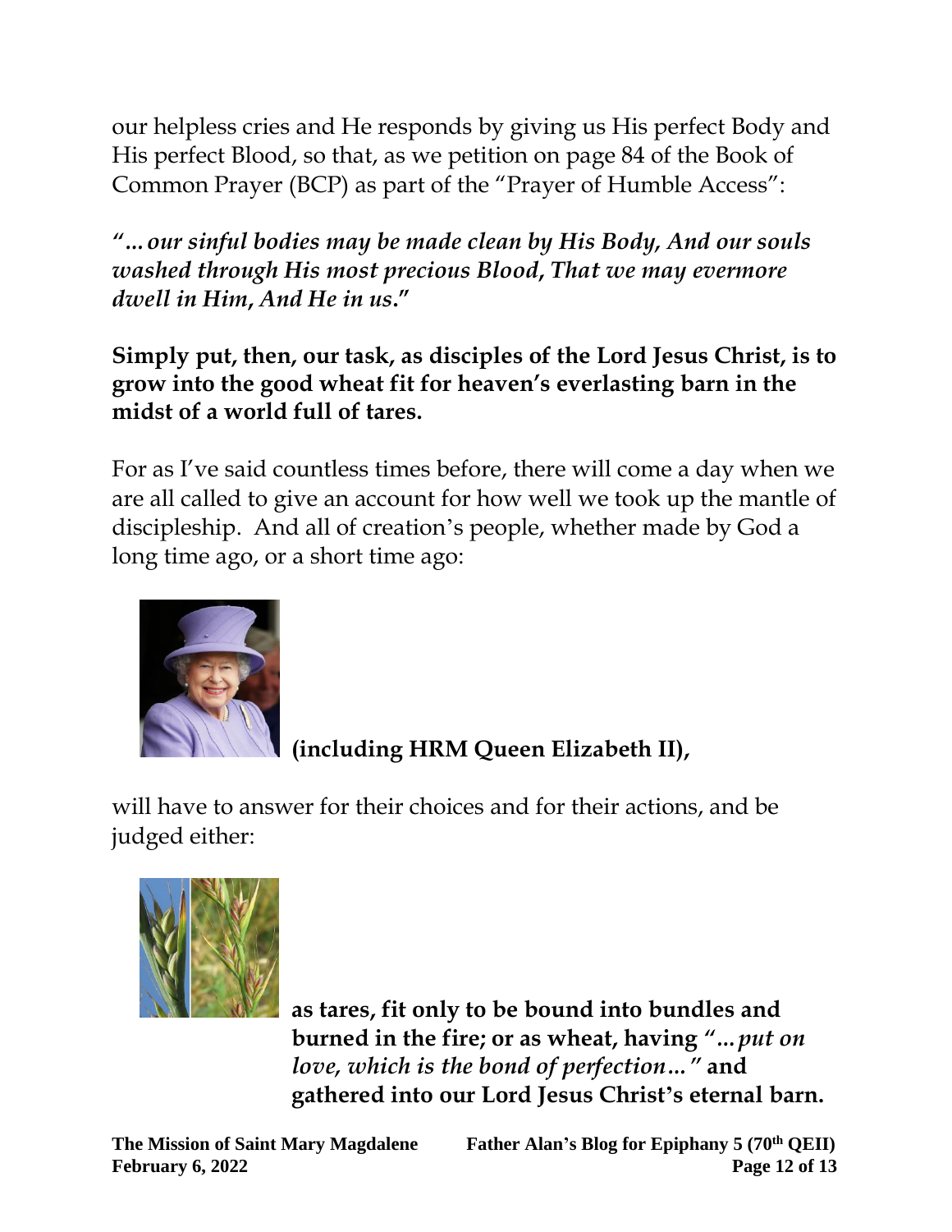our helpless cries and He responds by giving us His perfect Body and His perfect Blood, so that, as we petition on page 84 of the Book of Common Prayer (BCP) as part of the "Prayer of Humble Access":

***"…our sinful bodies may be made clean by His Body, And our souls washed through His most precious Blood, That we may evermore dwell in Him, And He in us."***

**Simply put, then, our task, as disciples of the Lord Jesus Christ, is to grow into the good wheat fit for heaven's everlasting barn in the midst of a world full of tares.**

For as I've said countless times before, there will come a day when we are all called to give an account for how well we took up the mantle of discipleship. And all of creation's people, whether made by God a long time ago, or a short time ago:

**(including HRM Queen Elizabeth II),**

will have to answer for their choices and for their actions, and be judged either:

**as tares, fit only to be bound into bundles and burned in the fire; or as wheat, having "*…put on love, which is the bond of perfection…*" and gathered into our Lord Jesus Christ's eternal barn.**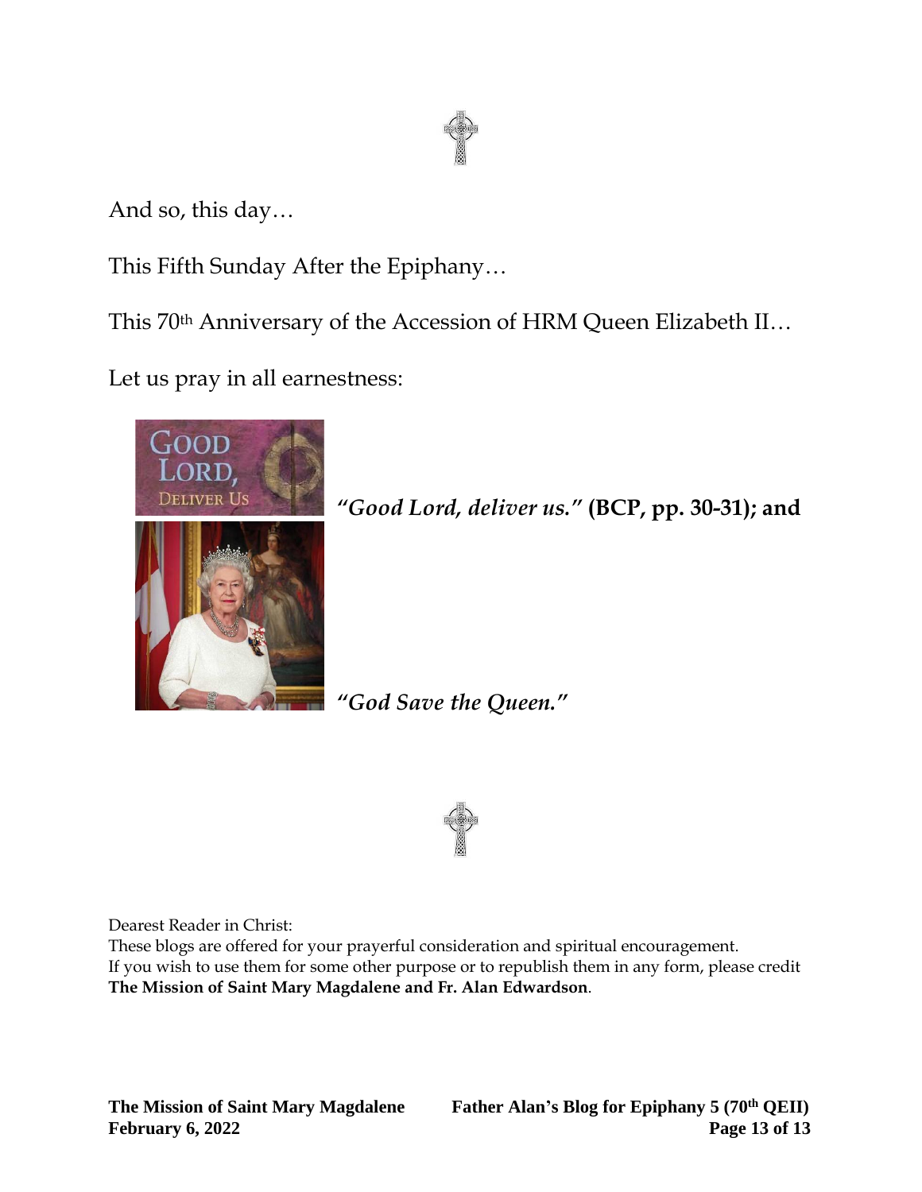And so, this day…

This Fifth Sunday After the Epiphany…

This 70th Anniversary of the Accession of HRM Queen Elizabeth II…

Let us pray in all earnestness:

***"Good Lord, deliver us."*** **(BCP, pp. 30-31); and**

***"God Save the Queen."***

Dearest Reader in Christ:
These blogs are offered for your prayerful consideration and spiritual encouragement.
If you wish to use them for some other purpose or to republish them in any form, please credit **The Mission of Saint Mary Magdalene and Fr. Alan Edwardson**.